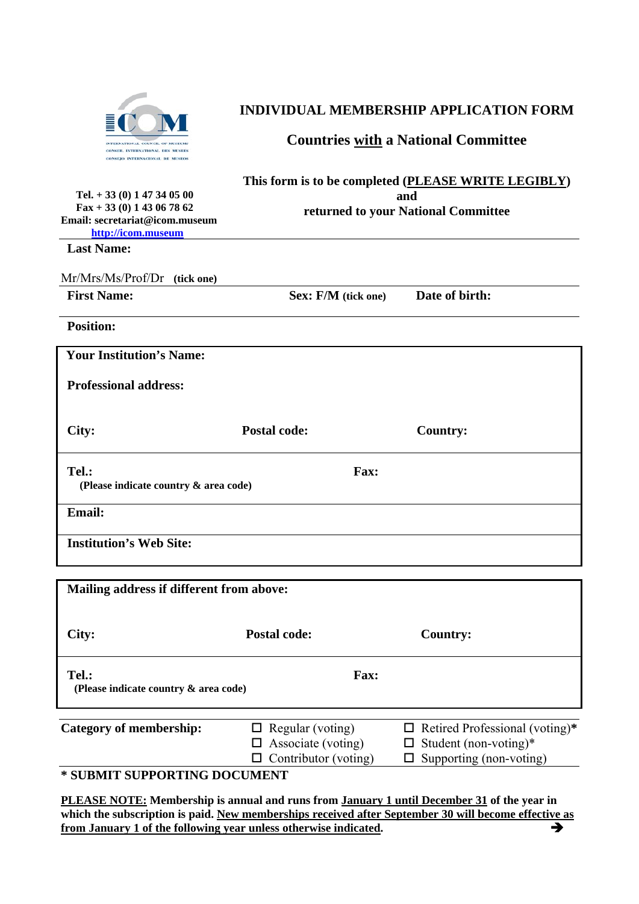# INDIVIDUAL MEMBERSHIP APPLICATION FORM

## Countries with a National Committee

Tel. + 33 (0) 1 47 34 05 00
Fax + 33 (0) 1 43 06 78 62
Email: secretariat@icom.museum
http://icom.museum

**This form is to be completed (PLEASE WRITE LEGIBLY) and returned to your National Committee**

**Last Name:**

Mr/Mrs/Ms/Prof/Dr **(tick one)**

**First Name:** | **Sex: F/M (tick one)** | **Date of birth:**

**Position:**

**Your Institution's Name:**

**Professional address:**

**City:** | **Postal code:** | **Country:**

**Tel.:** (Please indicate country & area code) | **Fax:**

**Email:**

**Institution's Web Site:**

**Mailing address if different from above:**

**City:** | **Postal code:** | **Country:**

**Tel.:** (Please indicate country & area code) | **Fax:**

| **Category of membership:** | ☐ Regular (voting) | ☐ Retired Professional (voting)* |
|---|---|---|
| | ☐ Associate (voting) | ☐ Student (non-voting)* |
| | ☐ Contributor (voting) | ☐ Supporting (non-voting) |

**\* SUBMIT SUPPORTING DOCUMENT**

**PLEASE NOTE: Membership is annual and runs from January 1 until December 31 of the year in which the subscription is paid. New memberships received after September 30 will become effective as from January 1 of the following year unless otherwise indicated.** ➔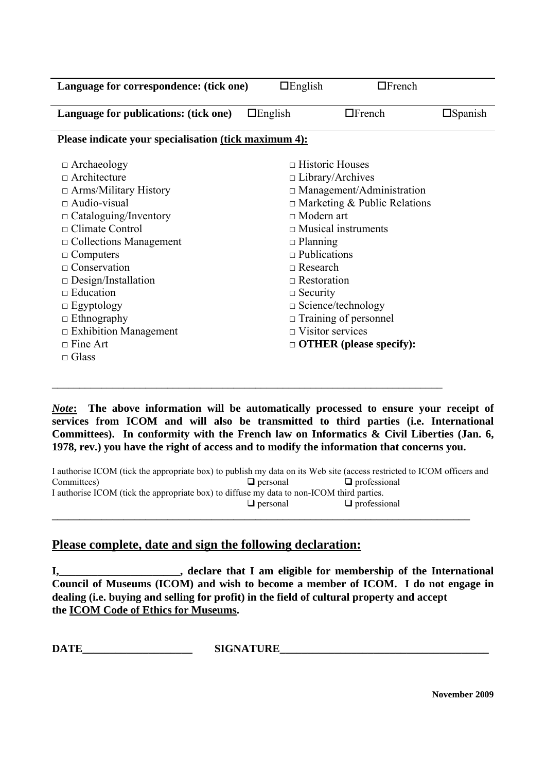**Language for correspondence: (tick one)** ☐English ☐French

**Language for publications: (tick one)** ☐English ☐French ☐Spanish

**Please indicate your specialisation <u>(tick maximum 4):</u>**

- □ Archaeology
- □ Architecture
- □ Arms/Military History
- □ Audio-visual
- □ Cataloguing/Inventory
- □ Climate Control
- □ Collections Management
- □ Computers
- □ Conservation
- □ Design/Installation
- □ Education
- □ Egyptology
- □ Ethnography
- □ Exhibition Management
- □ Fine Art
- □ Glass
- □ Historic Houses
- □ Library/Archives
- □ Management/Administration
- □ Marketing & Public Relations
- □ Modern art
- □ Musical instruments
- □ Planning
- □ Publications
- □ Research
- □ Restoration
- □ Security
- □ Science/technology
- □ Training of personnel
- □ Visitor services
- □ **OTHER (please specify):**

___________________________________________________________________________

***Note*: The above information will be automatically processed to ensure your receipt of services from ICOM and will also be transmitted to third parties (i.e. International Committees). In conformity with the French law on Informatics & Civil Liberties (Jan. 6, 1978, rev.) you have the right of access and to modify the information that concerns you.**

I authorise ICOM (tick the appropriate box) to publish my data on its Web site (access restricted to ICOM officers and Committees) ❑ personal ❑ professional

I authorise ICOM (tick the appropriate box) to diffuse my data to non-ICOM third parties.
❑ personal ❑ professional

## <u>Please complete, date and sign the following declaration:</u>

**I,______________________, declare that I am eligible for membership of the International Council of Museums (ICOM) and wish to become a member of ICOM. I do not engage in dealing (i.e. buying and selling for profit) in the field of cultural property and accept the <u>ICOM Code of Ethics for Museums</u>.**

**DATE____________________ SIGNATURE______________________________________**

**November 2009**